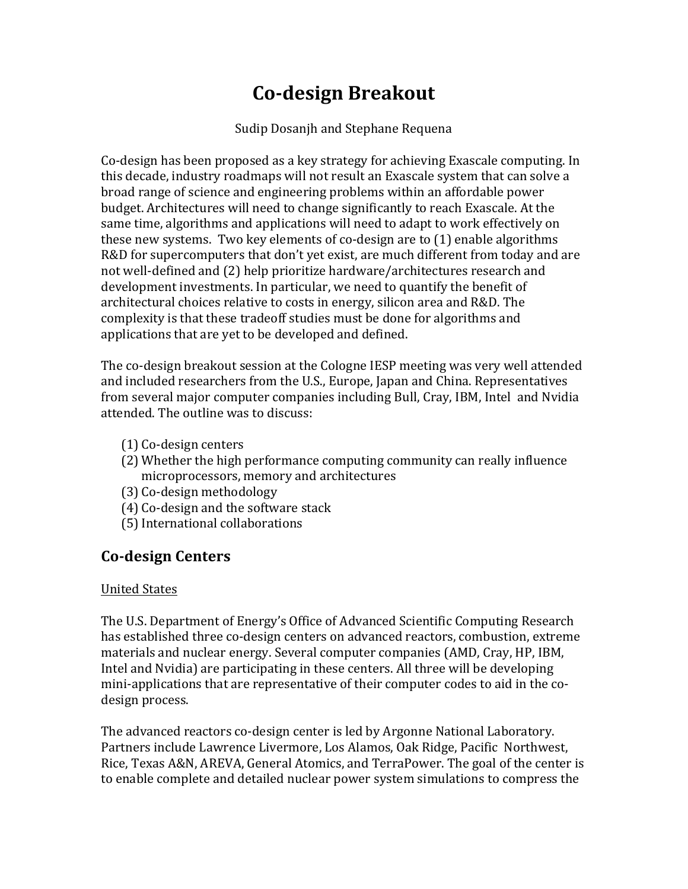# Co-design Breakout

Sudip Dosanjh and Stephane Requena

Co-design has been proposed as a key strategy for achieving Exascale computing. In this decade, industry roadmaps will not result an Exascale system that can solve a broad range of science and engineering problems within an affordable power budget. Architectures will need to change significantly to reach Exascale. At the same time, algorithms and applications will need to adapt to work effectively on these new systems. Two key elements of co-design are to (1) enable algorithms R&D for supercomputers that don't yet exist, are much different from today and are not well-defined and (2) help prioritize hardware/architectures research and development investments. In particular, we need to quantify the benefit of architectural choices relative to costs in energy, silicon area and R&D. The complexity is that these tradeoff studies must be done for algorithms and applications that are yet to be developed and defined.

The co-design breakout session at the Cologne IESP meeting was very well attended and included researchers from the U.S., Europe, Japan and China. Representatives from several major computer companies including Bull, Cray, IBM, Intel and Nvidia attended. The outline was to discuss:

(1) Co-design centers
(2) Whether the high performance computing community can really influence microprocessors, memory and architectures
(3) Co-design methodology
(4) Co-design and the software stack
(5) International collaborations

## Co-design Centers

United States

The U.S. Department of Energy's Office of Advanced Scientific Computing Research has established three co-design centers on advanced reactors, combustion, extreme materials and nuclear energy. Several computer companies (AMD, Cray, HP, IBM, Intel and Nvidia) are participating in these centers. All three will be developing mini-applications that are representative of their computer codes to aid in the co-design process.

The advanced reactors co-design center is led by Argonne National Laboratory. Partners include Lawrence Livermore, Los Alamos, Oak Ridge, Pacific Northwest, Rice, Texas A&N, AREVA, General Atomics, and TerraPower. The goal of the center is to enable complete and detailed nuclear power system simulations to compress the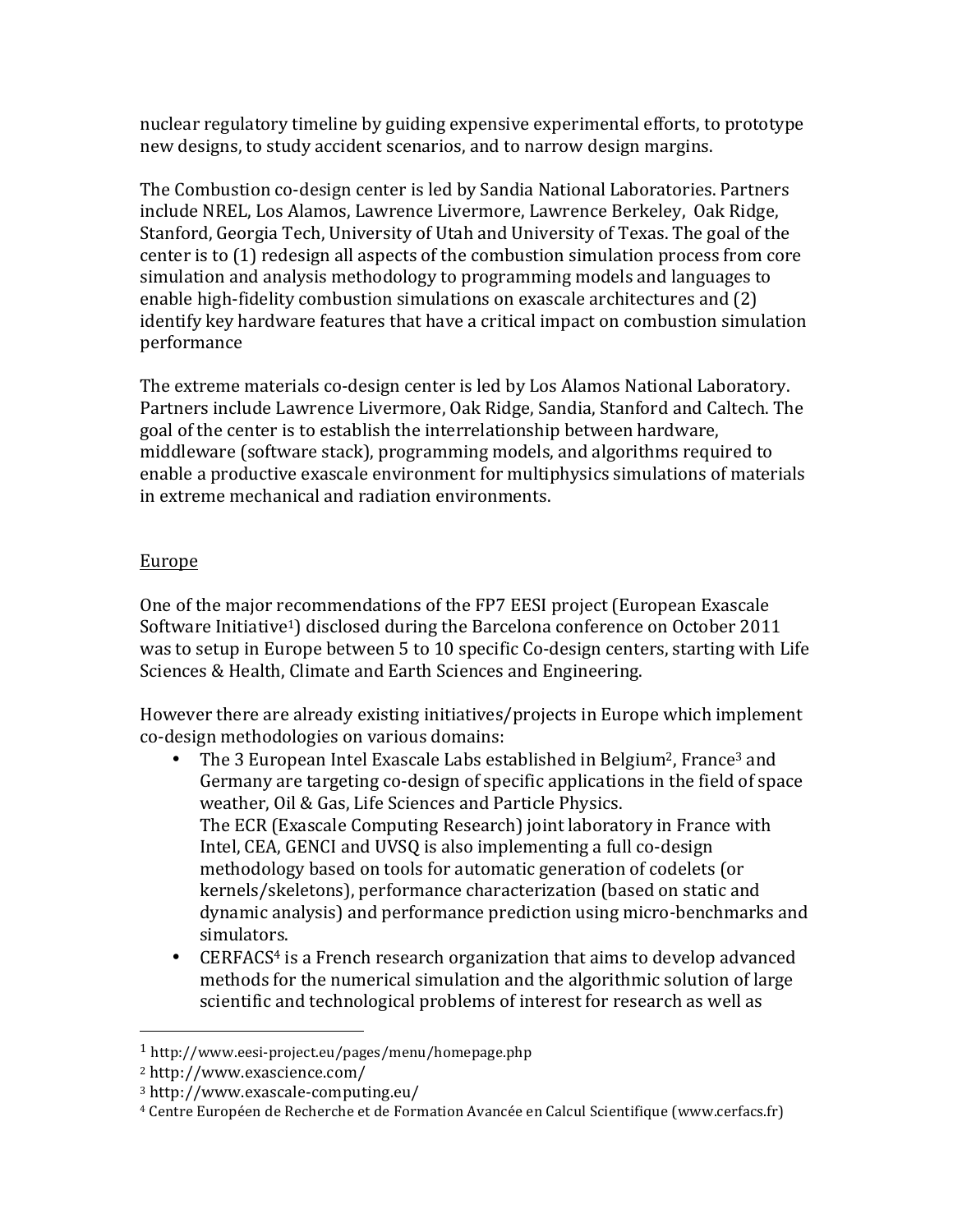nuclear regulatory timeline by guiding expensive experimental efforts, to prototype new designs, to study accident scenarios, and to narrow design margins.

The Combustion co-design center is led by Sandia National Laboratories. Partners include NREL, Los Alamos, Lawrence Livermore, Lawrence Berkeley, Oak Ridge, Stanford, Georgia Tech, University of Utah and University of Texas. The goal of the center is to (1) redesign all aspects of the combustion simulation process from core simulation and analysis methodology to programming models and languages to enable high-fidelity combustion simulations on exascale architectures and (2) identify key hardware features that have a critical impact on combustion simulation performance

The extreme materials co-design center is led by Los Alamos National Laboratory. Partners include Lawrence Livermore, Oak Ridge, Sandia, Stanford and Caltech. The goal of the center is to establish the interrelationship between hardware, middleware (software stack), programming models, and algorithms required to enable a productive exascale environment for multiphysics simulations of materials in extreme mechanical and radiation environments.

## Europe

One of the major recommendations of the FP7 EESI project (European Exascale Software Initiative[1]) disclosed during the Barcelona conference on October 2011 was to setup in Europe between 5 to 10 specific Co-design centers, starting with Life Sciences & Health, Climate and Earth Sciences and Engineering.

However there are already existing initiatives/projects in Europe which implement co-design methodologies on various domains:

- The 3 European Intel Exascale Labs established in Belgium[2], France[3] and Germany are targeting co-design of specific applications in the field of space weather, Oil & Gas, Life Sciences and Particle Physics.
  The ECR (Exascale Computing Research) joint laboratory in France with Intel, CEA, GENCI and UVSQ is also implementing a full co-design methodology based on tools for automatic generation of codelets (or kernels/skeletons), performance characterization (based on static and dynamic analysis) and performance prediction using micro-benchmarks and simulators.
- CERFACS[4] is a French research organization that aims to develop advanced methods for the numerical simulation and the algorithmic solution of large scientific and technological problems of interest for research as well as

---

[1] http://www.eesi-project.eu/pages/menu/homepage.php

[2] http://www.exascience.com/

[3] http://www.exascale-computing.eu/

[4] Centre Européen de Recherche et de Formation Avancée en Calcul Scientifique (www.cerfacs.fr)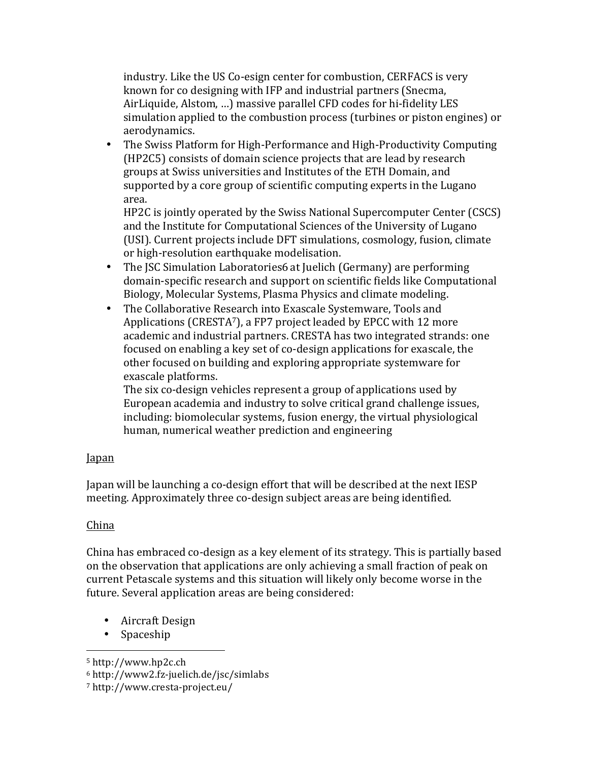industry. Like the US Co-esign center for combustion, CERFACS is very known for co designing with IFP and industrial partners (Snecma, AirLiquide, Alstom, …) massive parallel CFD codes for hi-fidelity LES simulation applied to the combustion process (turbines or piston engines) or aerodynamics.

- The Swiss Platform for High-Performance and High-Productivity Computing (HP2C5) consists of domain science projects that are lead by research groups at Swiss universities and Institutes of the ETH Domain, and supported by a core group of scientific computing experts in the Lugano area.
  HP2C is jointly operated by the Swiss National Supercomputer Center (CSCS) and the Institute for Computational Sciences of the University of Lugano (USI). Current projects include DFT simulations, cosmology, fusion, climate or high-resolution earthquake modelisation.
- The JSC Simulation Laboratories6 at Juelich (Germany) are performing domain-specific research and support on scientific fields like Computational Biology, Molecular Systems, Plasma Physics and climate modeling.
- The Collaborative Research into Exascale Systemware, Tools and Applications (CRESTA[7]), a FP7 project leaded by EPCC with 12 more academic and industrial partners. CRESTA has two integrated strands: one focused on enabling a key set of co-design applications for exascale, the other focused on building and exploring appropriate systemware for exascale platforms.
  The six co-design vehicles represent a group of applications used by European academia and industry to solve critical grand challenge issues, including: biomolecular systems, fusion energy, the virtual physiological human, numerical weather prediction and engineering

Japan

Japan will be launching a co-design effort that will be described at the next IESP meeting. Approximately three co-design subject areas are being identified.

China

China has embraced co-design as a key element of its strategy. This is partially based on the observation that applications are only achieving a small fraction of peak on current Petascale systems and this situation will likely only become worse in the future. Several application areas are being considered:

- Aircraft Design
- Spaceship

[5] http://www.hp2c.ch

[6] http://www2.fz-juelich.de/jsc/simlabs

[7] http://www.cresta-project.eu/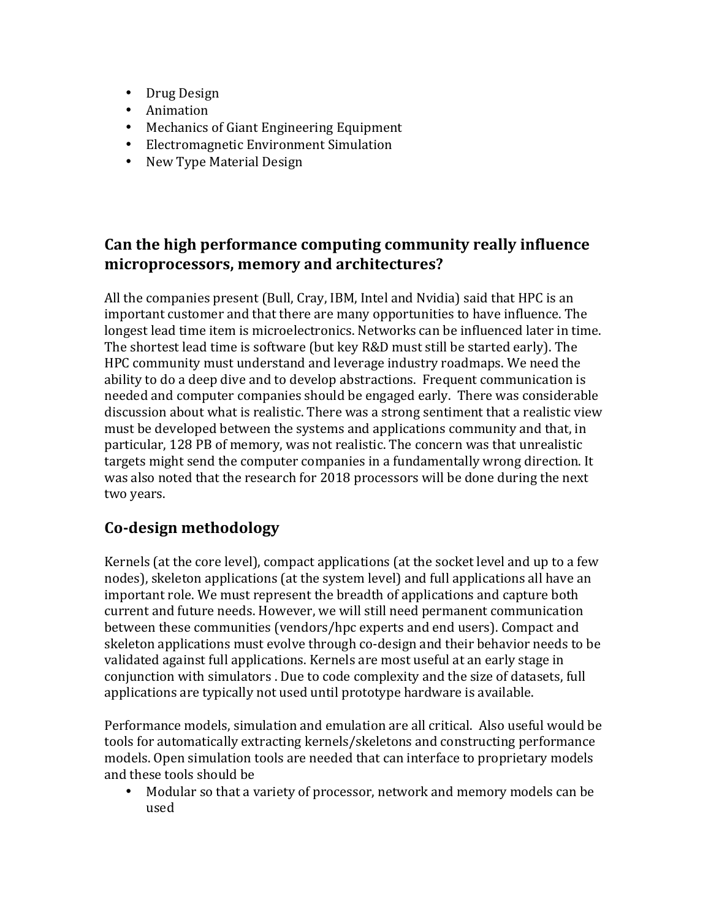- Drug Design
- Animation
- Mechanics of Giant Engineering Equipment
- Electromagnetic Environment Simulation
- New Type Material Design

## Can the high performance computing community really influence microprocessors, memory and architectures?

All the companies present (Bull, Cray, IBM, Intel and Nvidia) said that HPC is an important customer and that there are many opportunities to have influence. The longest lead time item is microelectronics. Networks can be influenced later in time. The shortest lead time is software (but key R&D must still be started early). The HPC community must understand and leverage industry roadmaps. We need the ability to do a deep dive and to develop abstractions. Frequent communication is needed and computer companies should be engaged early. There was considerable discussion about what is realistic. There was a strong sentiment that a realistic view must be developed between the systems and applications community and that, in particular, 128 PB of memory, was not realistic. The concern was that unrealistic targets might send the computer companies in a fundamentally wrong direction. It was also noted that the research for 2018 processors will be done during the next two years.

## Co-design methodology

Kernels (at the core level), compact applications (at the socket level and up to a few nodes), skeleton applications (at the system level) and full applications all have an important role. We must represent the breadth of applications and capture both current and future needs. However, we will still need permanent communication between these communities (vendors/hpc experts and end users). Compact and skeleton applications must evolve through co-design and their behavior needs to be validated against full applications. Kernels are most useful at an early stage in conjunction with simulators . Due to code complexity and the size of datasets, full applications are typically not used until prototype hardware is available.

Performance models, simulation and emulation are all critical. Also useful would be tools for automatically extracting kernels/skeletons and constructing performance models. Open simulation tools are needed that can interface to proprietary models and these tools should be

- Modular so that a variety of processor, network and memory models can be used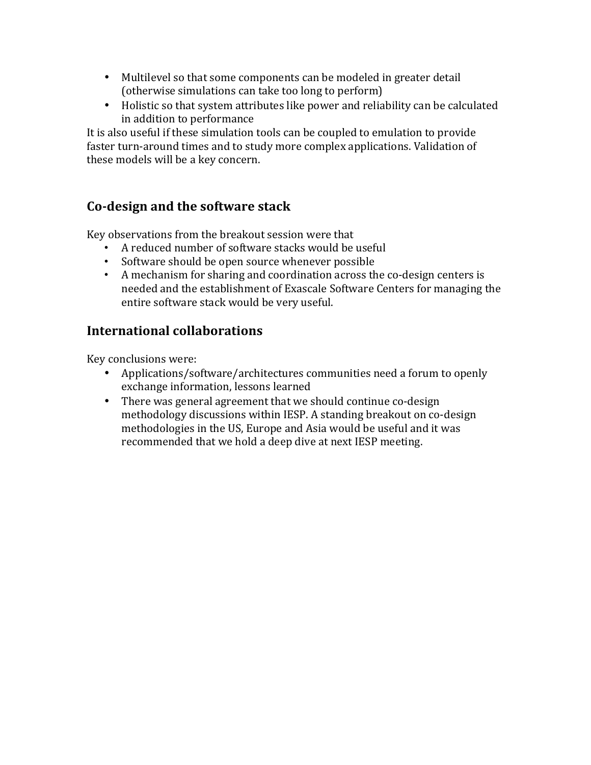- Multilevel so that some components can be modeled in greater detail (otherwise simulations can take too long to perform)
- Holistic so that system attributes like power and reliability can be calculated in addition to performance

It is also useful if these simulation tools can be coupled to emulation to provide faster turn-around times and to study more complex applications. Validation of these models will be a key concern.

## Co-design and the software stack

Key observations from the breakout session were that

- A reduced number of software stacks would be useful
- Software should be open source whenever possible
- A mechanism for sharing and coordination across the co-design centers is needed and the establishment of Exascale Software Centers for managing the entire software stack would be very useful.

## International collaborations

Key conclusions were:

- Applications/software/architectures communities need a forum to openly exchange information, lessons learned
- There was general agreement that we should continue co-design methodology discussions within IESP. A standing breakout on co-design methodologies in the US, Europe and Asia would be useful and it was recommended that we hold a deep dive at next IESP meeting.